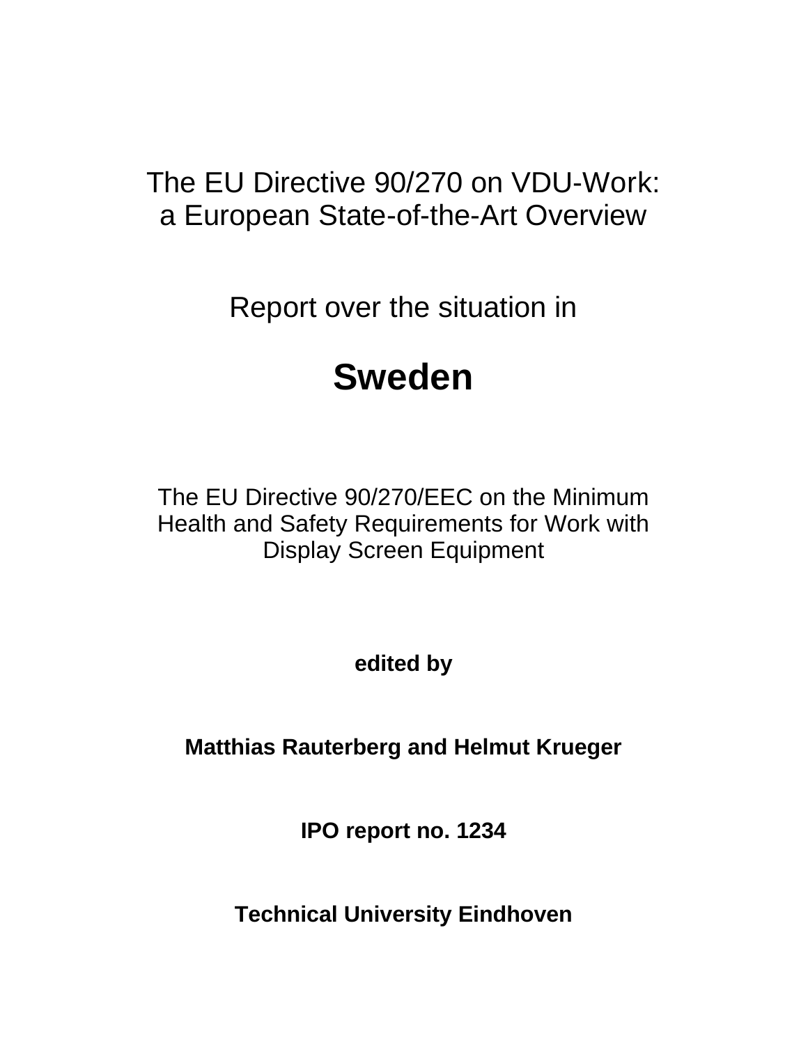# The EU Directive 90/270 on VDU-Work: a European State-of-the-Art Overview

Report over the situation in

# Sweden

The EU Directive 90/270/EEC on the Minimum Health and Safety Requirements for Work with Display Screen Equipment

**edited by**

**Matthias Rauterberg and Helmut Krueger**

**IPO report no. 1234**

**Technical University Eindhoven**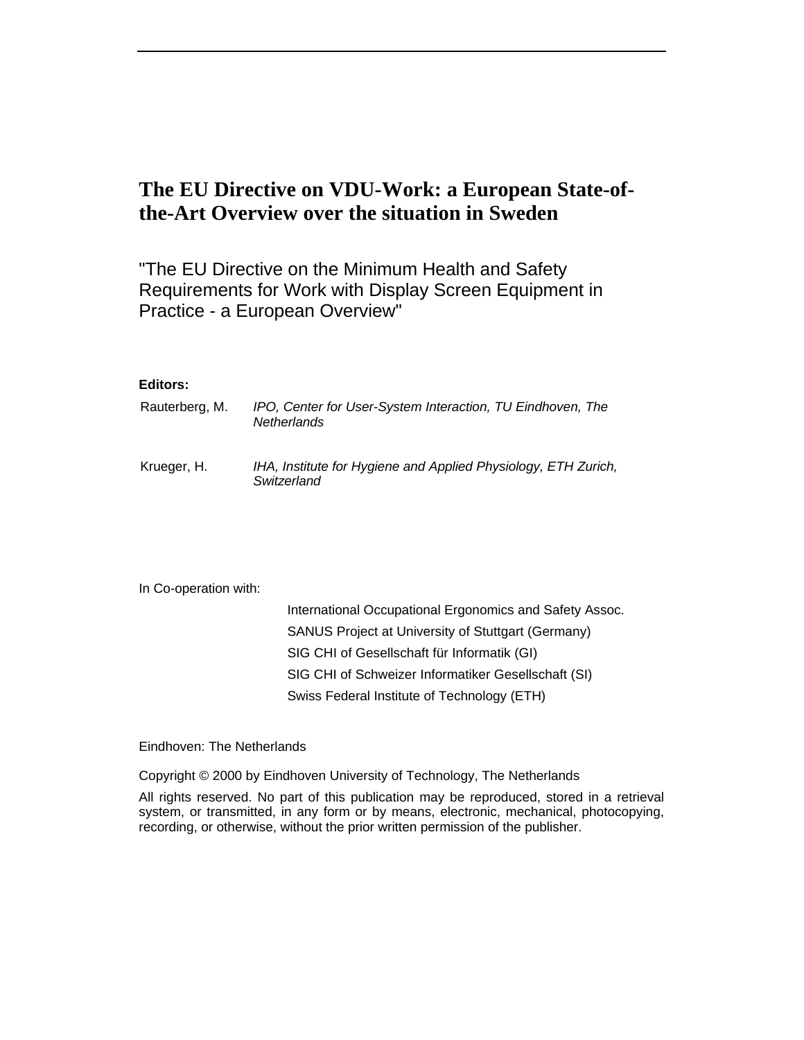# The EU Directive on VDU-Work: a European State-of-the-Art Overview over the situation in Sweden

"The EU Directive on the Minimum Health and Safety Requirements for Work with Display Screen Equipment in Practice - a European Overview"

**Editors:**

| | |
|---|---|
| Rauterberg, M. | *IPO, Center for User-System Interaction, TU Eindhoven, The Netherlands* |
| Krueger, H. | *IHA, Institute for Hygiene and Applied Physiology, ETH Zurich, Switzerland* |

In Co-operation with:

International Occupational Ergonomics and Safety Assoc.
SANUS Project at University of Stuttgart (Germany)
SIG CHI of Gesellschaft für Informatik (GI)
SIG CHI of Schweizer Informatiker Gesellschaft (SI)
Swiss Federal Institute of Technology (ETH)

Eindhoven: The Netherlands

Copyright © 2000 by Eindhoven University of Technology, The Netherlands

All rights reserved. No part of this publication may be reproduced, stored in a retrieval system, or transmitted, in any form or by means, electronic, mechanical, photocopying, recording, or otherwise, without the prior written permission of the publisher.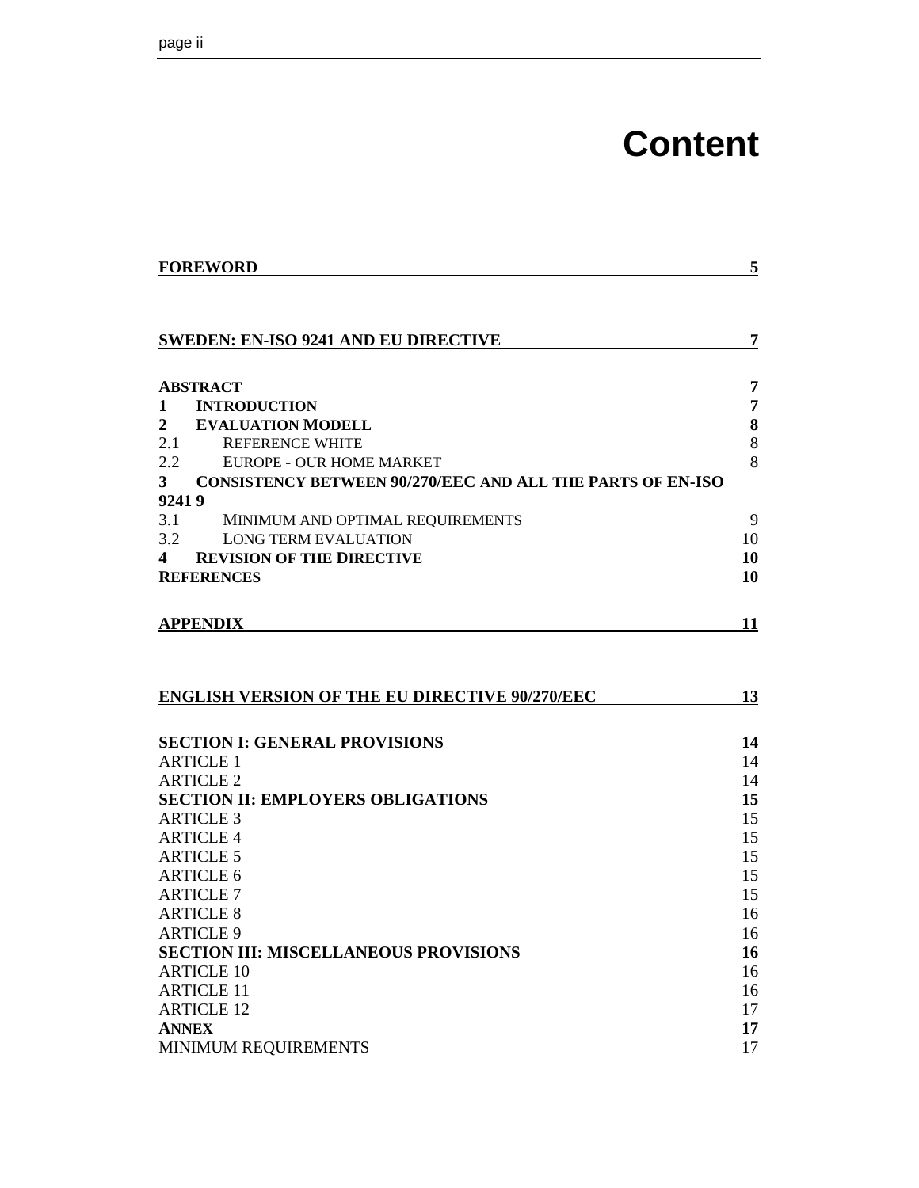# Content

**FOREWORD** 5

**SWEDEN: EN-ISO 9241 AND EU DIRECTIVE** 7

**ABSTRACT** 7

**1 INTRODUCTION** 7

**2 EVALUATION MODELL** 8

2.1 REFERENCE WHITE 8

2.2 EUROPE - OUR HOME MARKET 8

**3 CONSISTENCY BETWEEN 90/270/EEC AND ALL THE PARTS OF EN-ISO 9241** 9

3.1 MINIMUM AND OPTIMAL REQUIREMENTS 9

3.2 LONG TERM EVALUATION 10

**4 REVISION OF THE DIRECTIVE** 10

**REFERENCES** 10

**APPENDIX** 11

**ENGLISH VERSION OF THE EU DIRECTIVE 90/270/EEC** 13

**SECTION I: GENERAL PROVISIONS** 14

ARTICLE 1 14

ARTICLE 2 14

**SECTION II: EMPLOYERS OBLIGATIONS** 15

ARTICLE 3 15

ARTICLE 4 15

ARTICLE 5 15

ARTICLE 6 15

ARTICLE 7 15

ARTICLE 8 16

ARTICLE 9 16

**SECTION III: MISCELLANEOUS PROVISIONS** 16

ARTICLE 10 16

ARTICLE 11 16

ARTICLE 12 17

**ANNEX** 17

MINIMUM REQUIREMENTS 17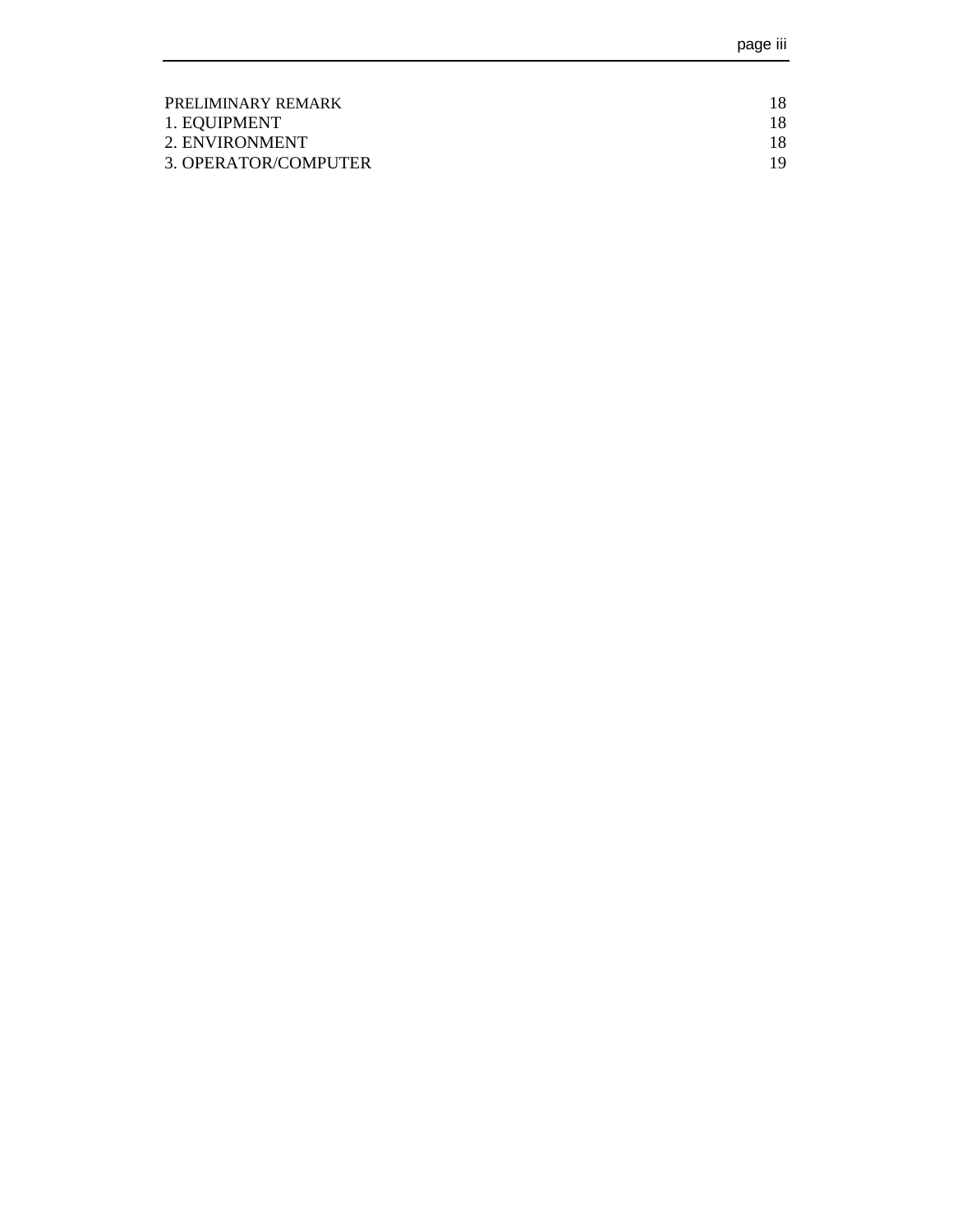| | |
|---|---|
| PRELIMINARY REMARK | 18 |
| 1. EQUIPMENT | 18 |
| 2. ENVIRONMENT | 18 |
| 3. OPERATOR/COMPUTER | 19 |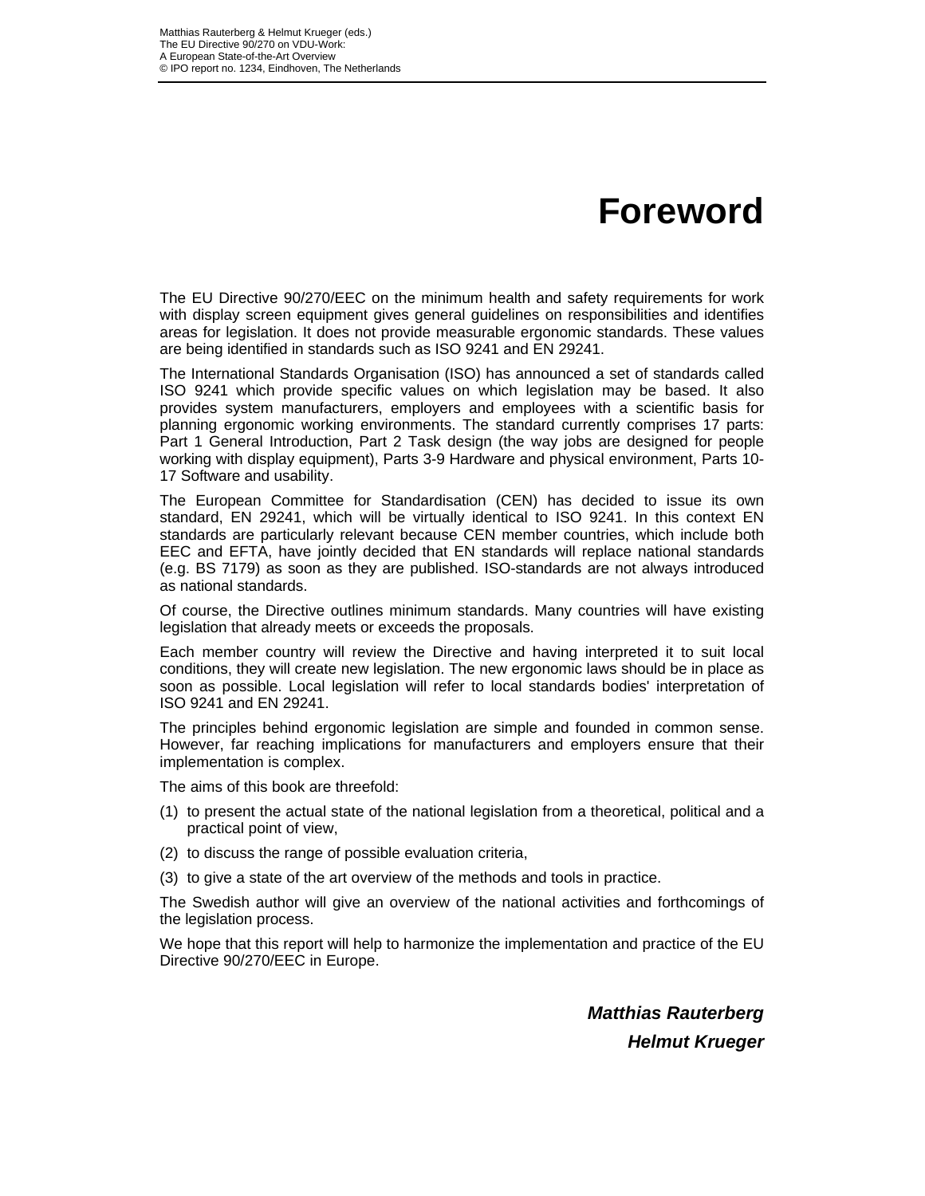# Foreword

The EU Directive 90/270/EEC on the minimum health and safety requirements for work with display screen equipment gives general guidelines on responsibilities and identifies areas for legislation. It does not provide measurable ergonomic standards. These values are being identified in standards such as ISO 9241 and EN 29241.

The International Standards Organisation (ISO) has announced a set of standards called ISO 9241 which provide specific values on which legislation may be based. It also provides system manufacturers, employers and employees with a scientific basis for planning ergonomic working environments. The standard currently comprises 17 parts: Part 1 General Introduction, Part 2 Task design (the way jobs are designed for people working with display equipment), Parts 3-9 Hardware and physical environment, Parts 10-17 Software and usability.

The European Committee for Standardisation (CEN) has decided to issue its own standard, EN 29241, which will be virtually identical to ISO 9241. In this context EN standards are particularly relevant because CEN member countries, which include both EEC and EFTA, have jointly decided that EN standards will replace national standards (e.g. BS 7179) as soon as they are published. ISO-standards are not always introduced as national standards.

Of course, the Directive outlines minimum standards. Many countries will have existing legislation that already meets or exceeds the proposals.

Each member country will review the Directive and having interpreted it to suit local conditions, they will create new legislation. The new ergonomic laws should be in place as soon as possible. Local legislation will refer to local standards bodies' interpretation of ISO 9241 and EN 29241.

The principles behind ergonomic legislation are simple and founded in common sense. However, far reaching implications for manufacturers and employers ensure that their implementation is complex.

The aims of this book are threefold:

(1) to present the actual state of the national legislation from a theoretical, political and a practical point of view,

(2) to discuss the range of possible evaluation criteria,

(3) to give a state of the art overview of the methods and tools in practice.

The Swedish author will give an overview of the national activities and forthcomings of the legislation process.

We hope that this report will help to harmonize the implementation and practice of the EU Directive 90/270/EEC in Europe.

***Matthias Rauterberg***

***Helmut Krueger***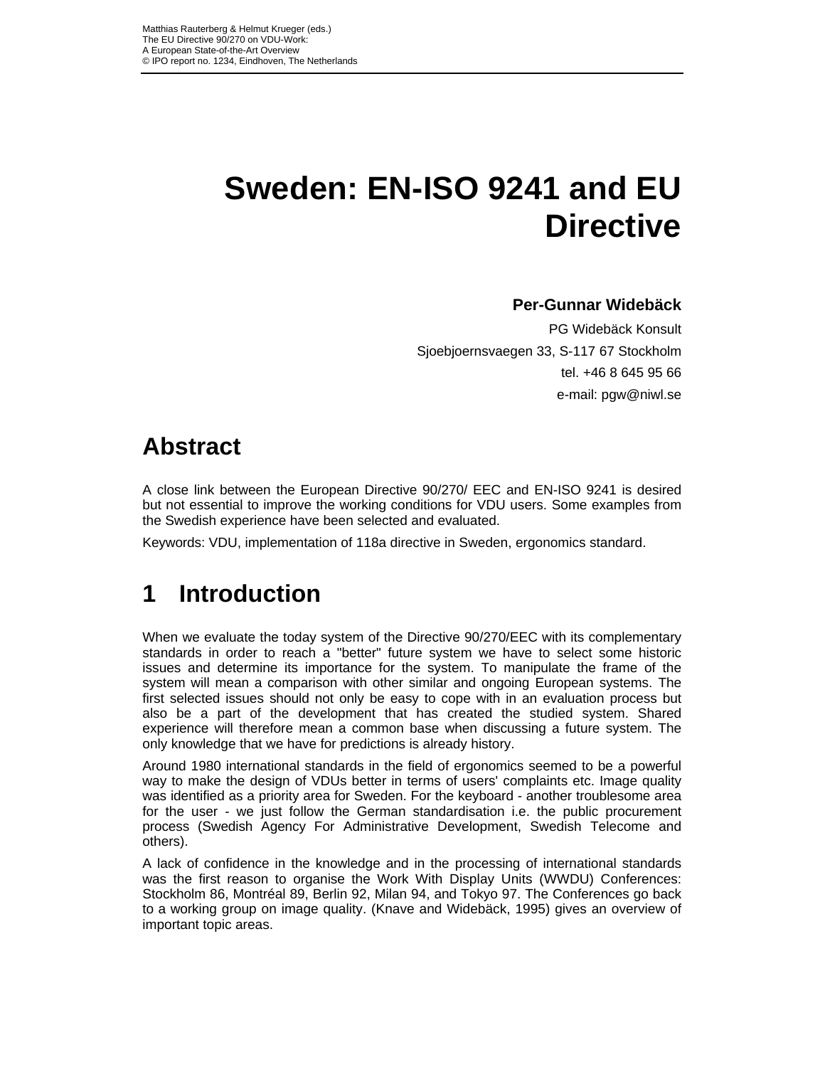# Sweden: EN-ISO 9241 and EU Directive

**Per-Gunnar Widebäck**

PG Widebäck Konsult

Sjoebjoernsvaegen 33, S-117 67 Stockholm

tel. +46 8 645 95 66

e-mail: pgw@niwl.se

## Abstract

A close link between the European Directive 90/270/ EEC and EN-ISO 9241 is desired but not essential to improve the working conditions for VDU users. Some examples from the Swedish experience have been selected and evaluated.

Keywords: VDU, implementation of 118a directive in Sweden, ergonomics standard.

## 1 Introduction

When we evaluate the today system of the Directive 90/270/EEC with its complementary standards in order to reach a "better" future system we have to select some historic issues and determine its importance for the system. To manipulate the frame of the system will mean a comparison with other similar and ongoing European systems. The first selected issues should not only be easy to cope with in an evaluation process but also be a part of the development that has created the studied system. Shared experience will therefore mean a common base when discussing a future system. The only knowledge that we have for predictions is already history.

Around 1980 international standards in the field of ergonomics seemed to be a powerful way to make the design of VDUs better in terms of users' complaints etc. Image quality was identified as a priority area for Sweden. For the keyboard - another troublesome area for the user - we just follow the German standardisation i.e. the public procurement process (Swedish Agency For Administrative Development, Swedish Telecome and others).

A lack of confidence in the knowledge and in the processing of international standards was the first reason to organise the Work With Display Units (WWDU) Conferences: Stockholm 86, Montréal 89, Berlin 92, Milan 94, and Tokyo 97. The Conferences go back to a working group on image quality. (Knave and Widebäck, 1995) gives an overview of important topic areas.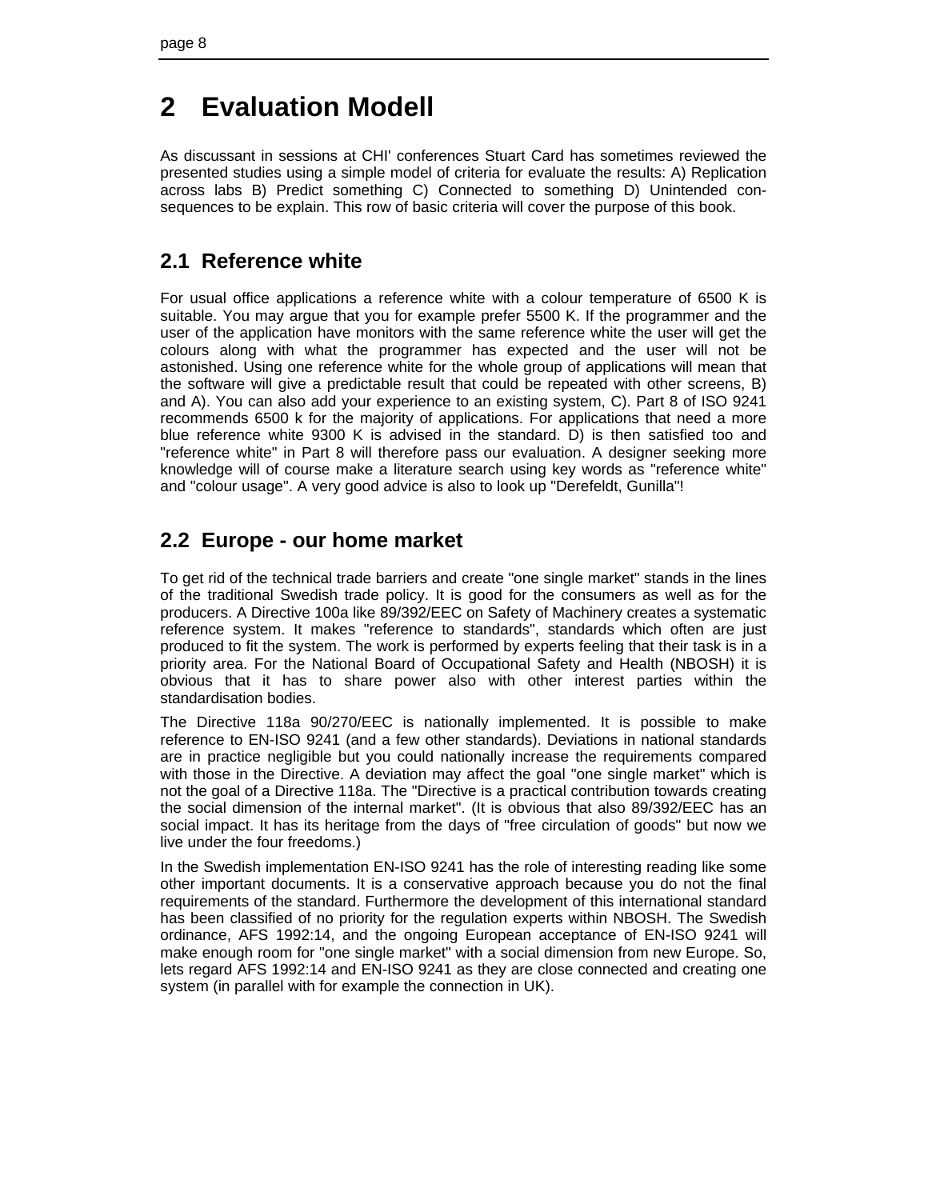# 2 Evaluation Modell

As discussant in sessions at CHI' conferences Stuart Card has sometimes reviewed the presented studies using a simple model of criteria for evaluate the results: A) Replication across labs B) Predict something C) Connected to something D) Unintended consequences to be explain. This row of basic criteria will cover the purpose of this book.

## 2.1 Reference white

For usual office applications a reference white with a colour temperature of 6500 K is suitable. You may argue that you for example prefer 5500 K. If the programmer and the user of the application have monitors with the same reference white the user will get the colours along with what the programmer has expected and the user will not be astonished. Using one reference white for the whole group of applications will mean that the software will give a predictable result that could be repeated with other screens, B) and A). You can also add your experience to an existing system, C). Part 8 of ISO 9241 recommends 6500 k for the majority of applications. For applications that need a more blue reference white 9300 K is advised in the standard. D) is then satisfied too and "reference white" in Part 8 will therefore pass our evaluation. A designer seeking more knowledge will of course make a literature search using key words as "reference white" and "colour usage". A very good advice is also to look up "Derefeldt, Gunilla"!

## 2.2 Europe - our home market

To get rid of the technical trade barriers and create "one single market" stands in the lines of the traditional Swedish trade policy. It is good for the consumers as well as for the producers. A Directive 100a like 89/392/EEC on Safety of Machinery creates a systematic reference system. It makes "reference to standards", standards which often are just produced to fit the system. The work is performed by experts feeling that their task is in a priority area. For the National Board of Occupational Safety and Health (NBOSH) it is obvious that it has to share power also with other interest parties within the standardisation bodies.

The Directive 118a 90/270/EEC is nationally implemented. It is possible to make reference to EN-ISO 9241 (and a few other standards). Deviations in national standards are in practice negligible but you could nationally increase the requirements compared with those in the Directive. A deviation may affect the goal "one single market" which is not the goal of a Directive 118a. The "Directive is a practical contribution towards creating the social dimension of the internal market". (It is obvious that also 89/392/EEC has an social impact. It has its heritage from the days of "free circulation of goods" but now we live under the four freedoms.)

In the Swedish implementation EN-ISO 9241 has the role of interesting reading like some other important documents. It is a conservative approach because you do not the final requirements of the standard. Furthermore the development of this international standard has been classified of no priority for the regulation experts within NBOSH. The Swedish ordinance, AFS 1992:14, and the ongoing European acceptance of EN-ISO 9241 will make enough room for "one single market" with a social dimension from new Europe. So, lets regard AFS 1992:14 and EN-ISO 9241 as they are close connected and creating one system (in parallel with for example the connection in UK).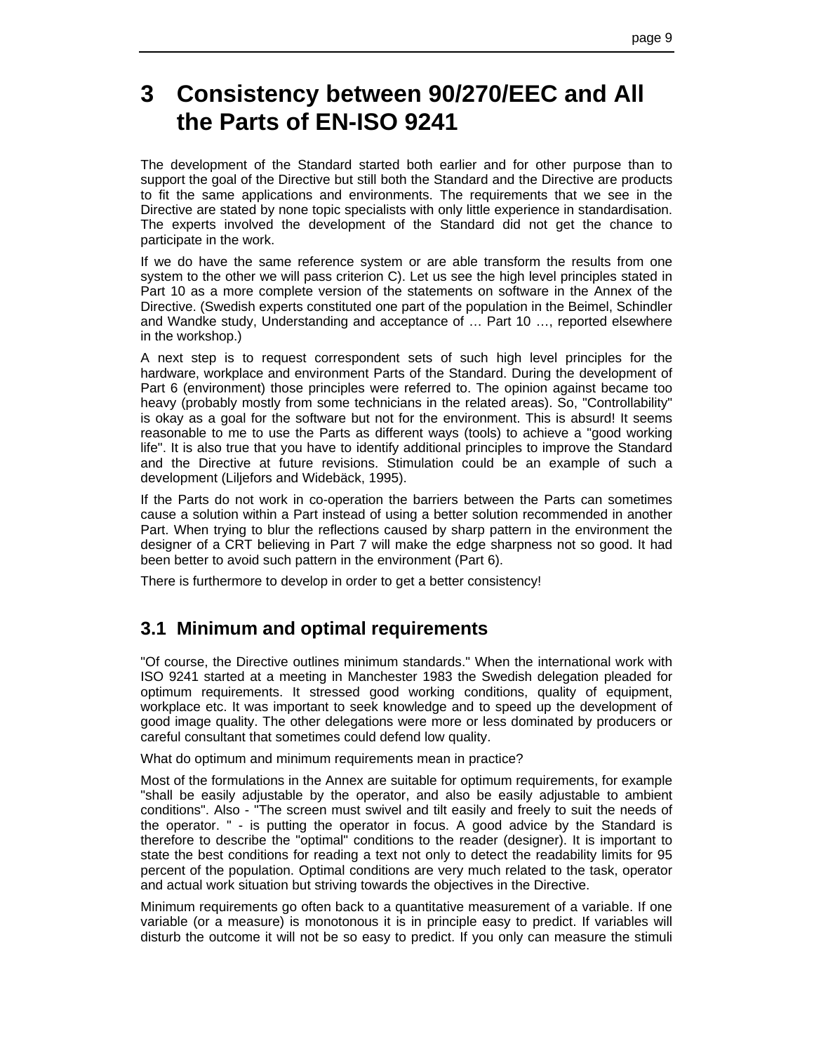# 3 Consistency between 90/270/EEC and All the Parts of EN-ISO 9241

The development of the Standard started both earlier and for other purpose than to support the goal of the Directive but still both the Standard and the Directive are products to fit the same applications and environments. The requirements that we see in the Directive are stated by none topic specialists with only little experience in standardisation. The experts involved the development of the Standard did not get the chance to participate in the work.

If we do have the same reference system or are able transform the results from one system to the other we will pass criterion C). Let us see the high level principles stated in Part 10 as a more complete version of the statements on software in the Annex of the Directive. (Swedish experts constituted one part of the population in the Beimel, Schindler and Wandke study, Understanding and acceptance of … Part 10 …, reported elsewhere in the workshop.)

A next step is to request correspondent sets of such high level principles for the hardware, workplace and environment Parts of the Standard. During the development of Part 6 (environment) those principles were referred to. The opinion against became too heavy (probably mostly from some technicians in the related areas). So, "Controllability" is okay as a goal for the software but not for the environment. This is absurd! It seems reasonable to me to use the Parts as different ways (tools) to achieve a "good working life". It is also true that you have to identify additional principles to improve the Standard and the Directive at future revisions. Stimulation could be an example of such a development (Liljefors and Widebäck, 1995).

If the Parts do not work in co-operation the barriers between the Parts can sometimes cause a solution within a Part instead of using a better solution recommended in another Part. When trying to blur the reflections caused by sharp pattern in the environment the designer of a CRT believing in Part 7 will make the edge sharpness not so good. It had been better to avoid such pattern in the environment (Part 6).

There is furthermore to develop in order to get a better consistency!

## 3.1 Minimum and optimal requirements

"Of course, the Directive outlines minimum standards." When the international work with ISO 9241 started at a meeting in Manchester 1983 the Swedish delegation pleaded for optimum requirements. It stressed good working conditions, quality of equipment, workplace etc. It was important to seek knowledge and to speed up the development of good image quality. The other delegations were more or less dominated by producers or careful consultant that sometimes could defend low quality.

What do optimum and minimum requirements mean in practice?

Most of the formulations in the Annex are suitable for optimum requirements, for example "shall be easily adjustable by the operator, and also be easily adjustable to ambient conditions". Also - "The screen must swivel and tilt easily and freely to suit the needs of the operator. " - is putting the operator in focus. A good advice by the Standard is therefore to describe the "optimal" conditions to the reader (designer). It is important to state the best conditions for reading a text not only to detect the readability limits for 95 percent of the population. Optimal conditions are very much related to the task, operator and actual work situation but striving towards the objectives in the Directive.

Minimum requirements go often back to a quantitative measurement of a variable. If one variable (or a measure) is monotonous it is in principle easy to predict. If variables will disturb the outcome it will not be so easy to predict. If you only can measure the stimuli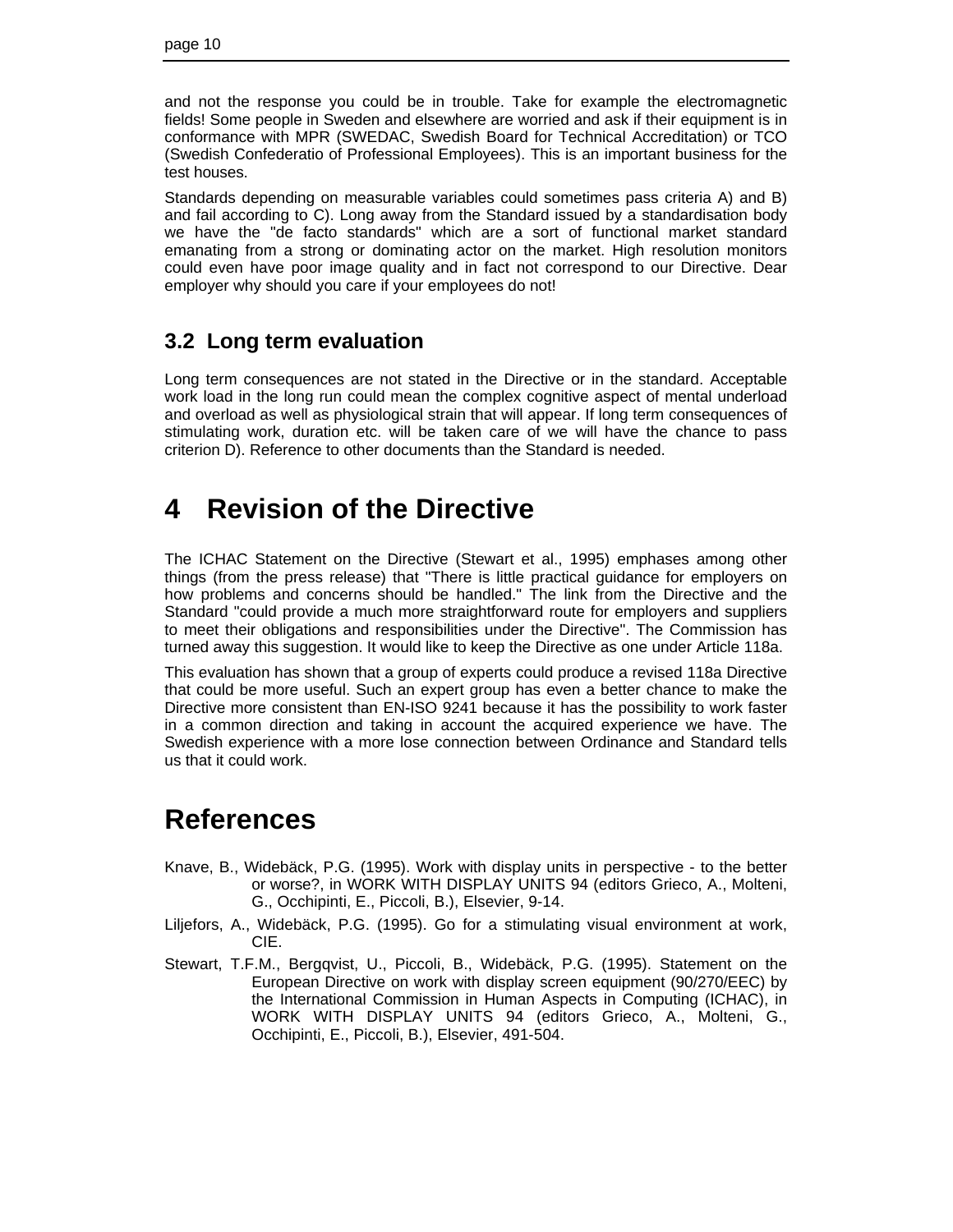and not the response you could be in trouble. Take for example the electromagnetic fields! Some people in Sweden and elsewhere are worried and ask if their equipment is in conformance with MPR (SWEDAC, Swedish Board for Technical Accreditation) or TCO (Swedish Confederatio of Professional Employees). This is an important business for the test houses.

Standards depending on measurable variables could sometimes pass criteria A) and B) and fail according to C). Long away from the Standard issued by a standardisation body we have the "de facto standards" which are a sort of functional market standard emanating from a strong or dominating actor on the market. High resolution monitors could even have poor image quality and in fact not correspond to our Directive. Dear employer why should you care if your employees do not!

### 3.2 Long term evaluation

Long term consequences are not stated in the Directive or in the standard. Acceptable work load in the long run could mean the complex cognitive aspect of mental underload and overload as well as physiological strain that will appear. If long term consequences of stimulating work, duration etc. will be taken care of we will have the chance to pass criterion D). Reference to other documents than the Standard is needed.

## 4 Revision of the Directive

The ICHAC Statement on the Directive (Stewart et al., 1995) emphases among other things (from the press release) that "There is little practical guidance for employers on how problems and concerns should be handled." The link from the Directive and the Standard "could provide a much more straightforward route for employers and suppliers to meet their obligations and responsibilities under the Directive". The Commission has turned away this suggestion. It would like to keep the Directive as one under Article 118a.

This evaluation has shown that a group of experts could produce a revised 118a Directive that could be more useful. Such an expert group has even a better chance to make the Directive more consistent than EN-ISO 9241 because it has the possibility to work faster in a common direction and taking in account the acquired experience we have. The Swedish experience with a more lose connection between Ordinance and Standard tells us that it could work.

## References

Knave, B., Widebäck, P.G. (1995). Work with display units in perspective - to the better or worse?, in WORK WITH DISPLAY UNITS 94 (editors Grieco, A., Molteni, G., Occhipinti, E., Piccoli, B.), Elsevier, 9-14.

Liljefors, A., Widebäck, P.G. (1995). Go for a stimulating visual environment at work, CIE.

Stewart, T.F.M., Bergqvist, U., Piccoli, B., Widebäck, P.G. (1995). Statement on the European Directive on work with display screen equipment (90/270/EEC) by the International Commission in Human Aspects in Computing (ICHAC), in WORK WITH DISPLAY UNITS 94 (editors Grieco, A., Molteni, G., Occhipinti, E., Piccoli, B.), Elsevier, 491-504.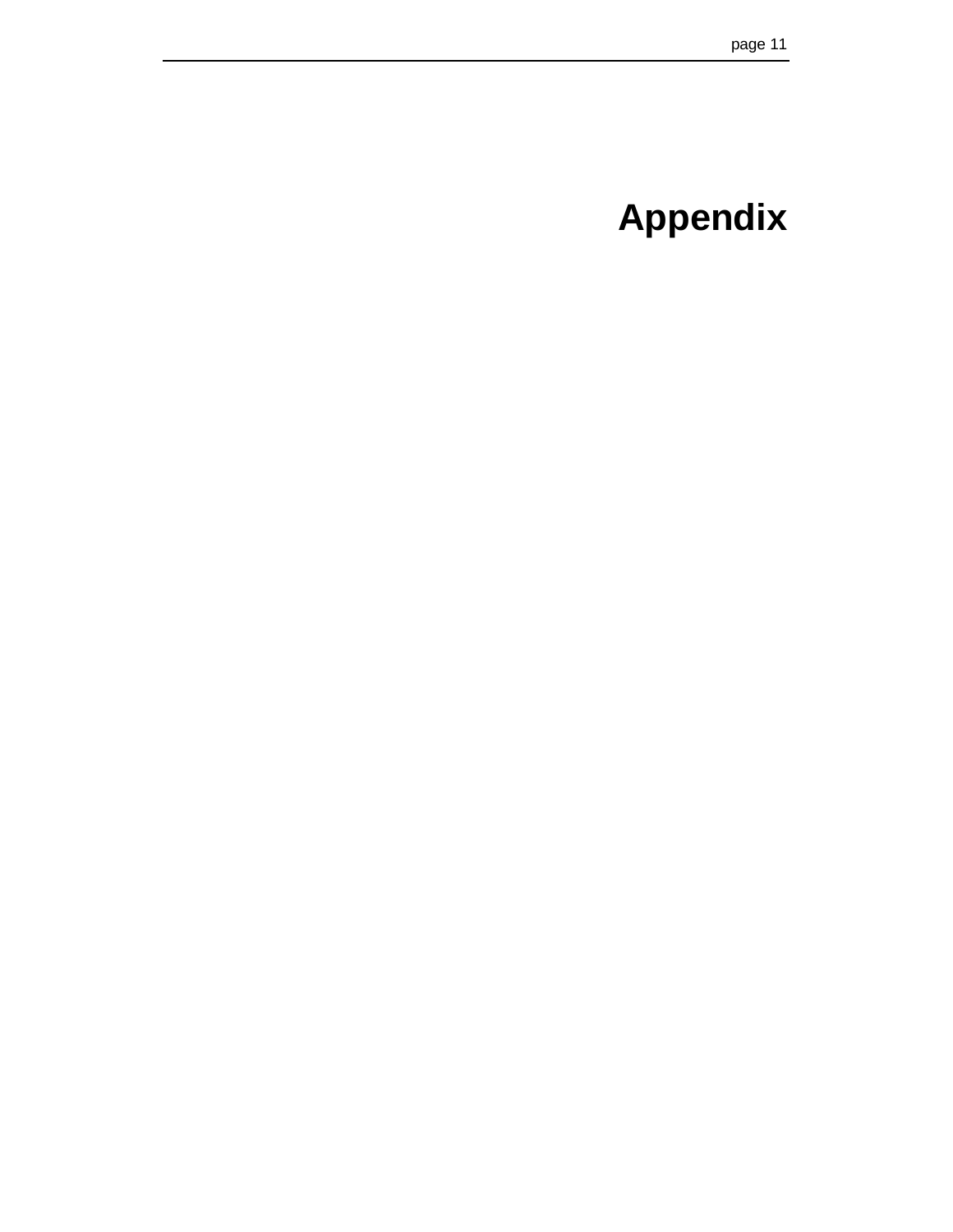# Appendix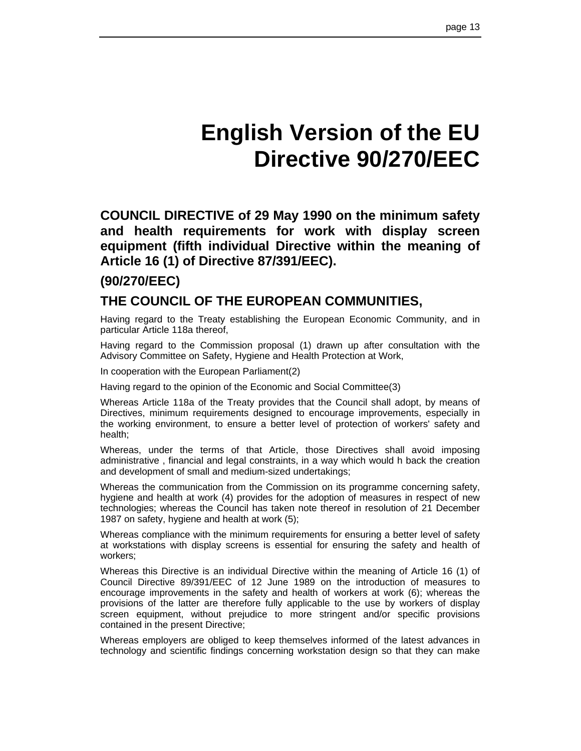# English Version of the EU Directive 90/270/EEC

**COUNCIL DIRECTIVE of 29 May 1990 on the minimum safety and health requirements for work with display screen equipment (fifth individual Directive within the meaning of Article 16 (1) of Directive 87/391/EEC).**

## (90/270/EEC)

## THE COUNCIL OF THE EUROPEAN COMMUNITIES,

Having regard to the Treaty establishing the European Economic Community, and in particular Article 118a thereof,

Having regard to the Commission proposal (1) drawn up after consultation with the Advisory Committee on Safety, Hygiene and Health Protection at Work,

In cooperation with the European Parliament(2)

Having regard to the opinion of the Economic and Social Committee(3)

Whereas Article 118a of the Treaty provides that the Council shall adopt, by means of Directives, minimum requirements designed to encourage improvements, especially in the working environment, to ensure a better level of protection of workers' safety and health;

Whereas, under the terms of that Article, those Directives shall avoid imposing administrative , financial and legal constraints, in a way which would h back the creation and development of small and medium-sized undertakings;

Whereas the communication from the Commission on its programme concerning safety, hygiene and health at work (4) provides for the adoption of measures in respect of new technologies; whereas the Council has taken note thereof in resolution of 21 December 1987 on safety, hygiene and health at work (5);

Whereas compliance with the minimum requirements for ensuring a better level of safety at workstations with display screens is essential for ensuring the safety and health of workers;

Whereas this Directive is an individual Directive within the meaning of Article 16 (1) of Council Directive 89/391/EEC of 12 June 1989 on the introduction of measures to encourage improvements in the safety and health of workers at work (6); whereas the provisions of the latter are therefore fully applicable to the use by workers of display screen equipment, without prejudice to more stringent and/or specific provisions contained in the present Directive;

Whereas employers are obliged to keep themselves informed of the latest advances in technology and scientific findings concerning workstation design so that they can make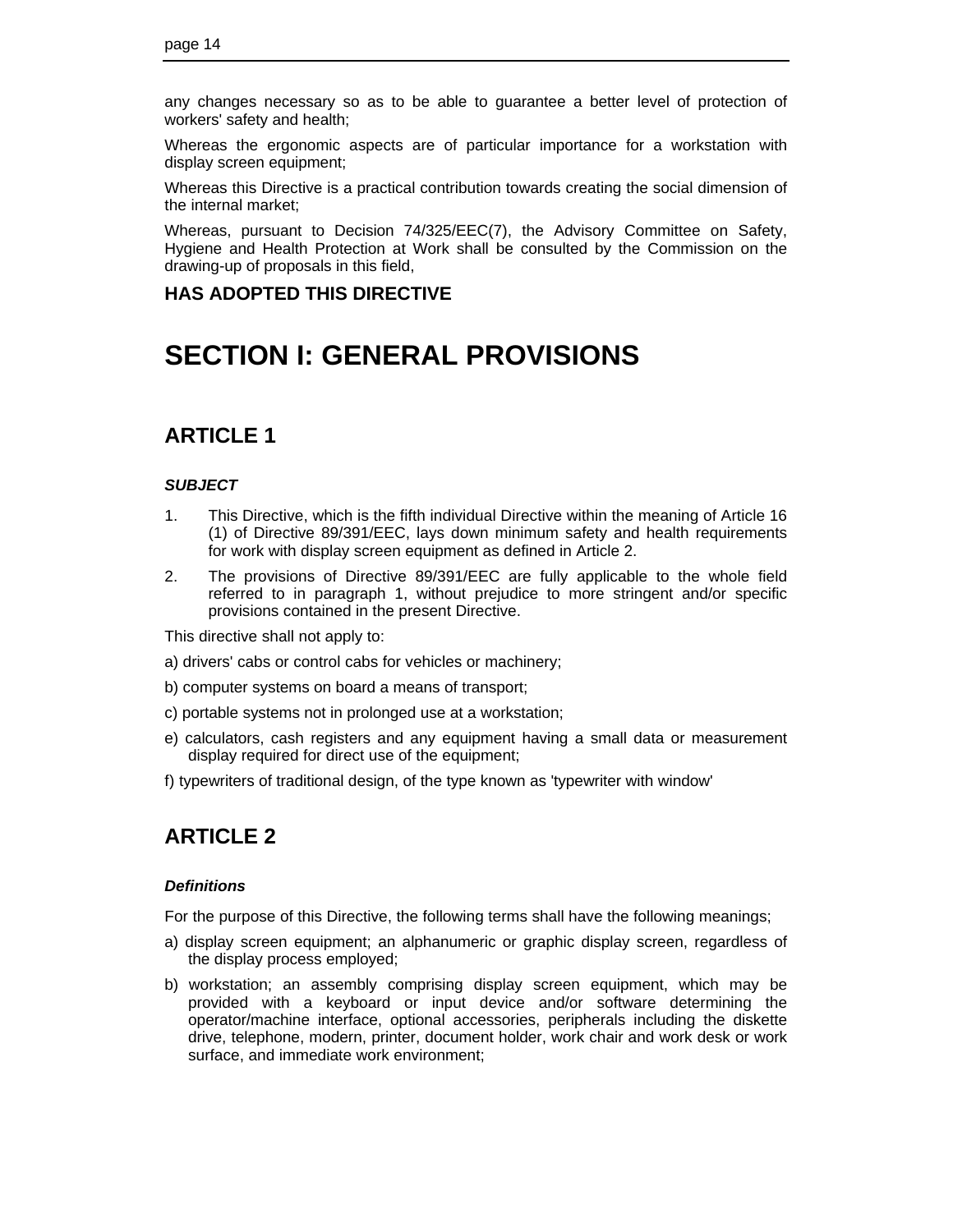any changes necessary so as to be able to guarantee a better level of protection of workers' safety and health;

Whereas the ergonomic aspects are of particular importance for a workstation with display screen equipment;

Whereas this Directive is a practical contribution towards creating the social dimension of the internal market;

Whereas, pursuant to Decision 74/325/EEC(7), the Advisory Committee on Safety, Hygiene and Health Protection at Work shall be consulted by the Commission on the drawing-up of proposals in this field,

**HAS ADOPTED THIS DIRECTIVE**

# SECTION I: GENERAL PROVISIONS

## ARTICLE 1

***SUBJECT***

1. This Directive, which is the fifth individual Directive within the meaning of Article 16 (1) of Directive 89/391/EEC, lays down minimum safety and health requirements for work with display screen equipment as defined in Article 2.
2. The provisions of Directive 89/391/EEC are fully applicable to the whole field referred to in paragraph 1, without prejudice to more stringent and/or specific provisions contained in the present Directive.

This directive shall not apply to:

a) drivers' cabs or control cabs for vehicles or machinery;

b) computer systems on board a means of transport;

c) portable systems not in prolonged use at a workstation;

e) calculators, cash registers and any equipment having a small data or measurement display required for direct use of the equipment;

f) typewriters of traditional design, of the type known as 'typewriter with window'

## ARTICLE 2

***Definitions***

For the purpose of this Directive, the following terms shall have the following meanings;

a) display screen equipment; an alphanumeric or graphic display screen, regardless of the display process employed;

b) workstation; an assembly comprising display screen equipment, which may be provided with a keyboard or input device and/or software determining the operator/machine interface, optional accessories, peripherals including the diskette drive, telephone, modern, printer, document holder, work chair and work desk or work surface, and immediate work environment;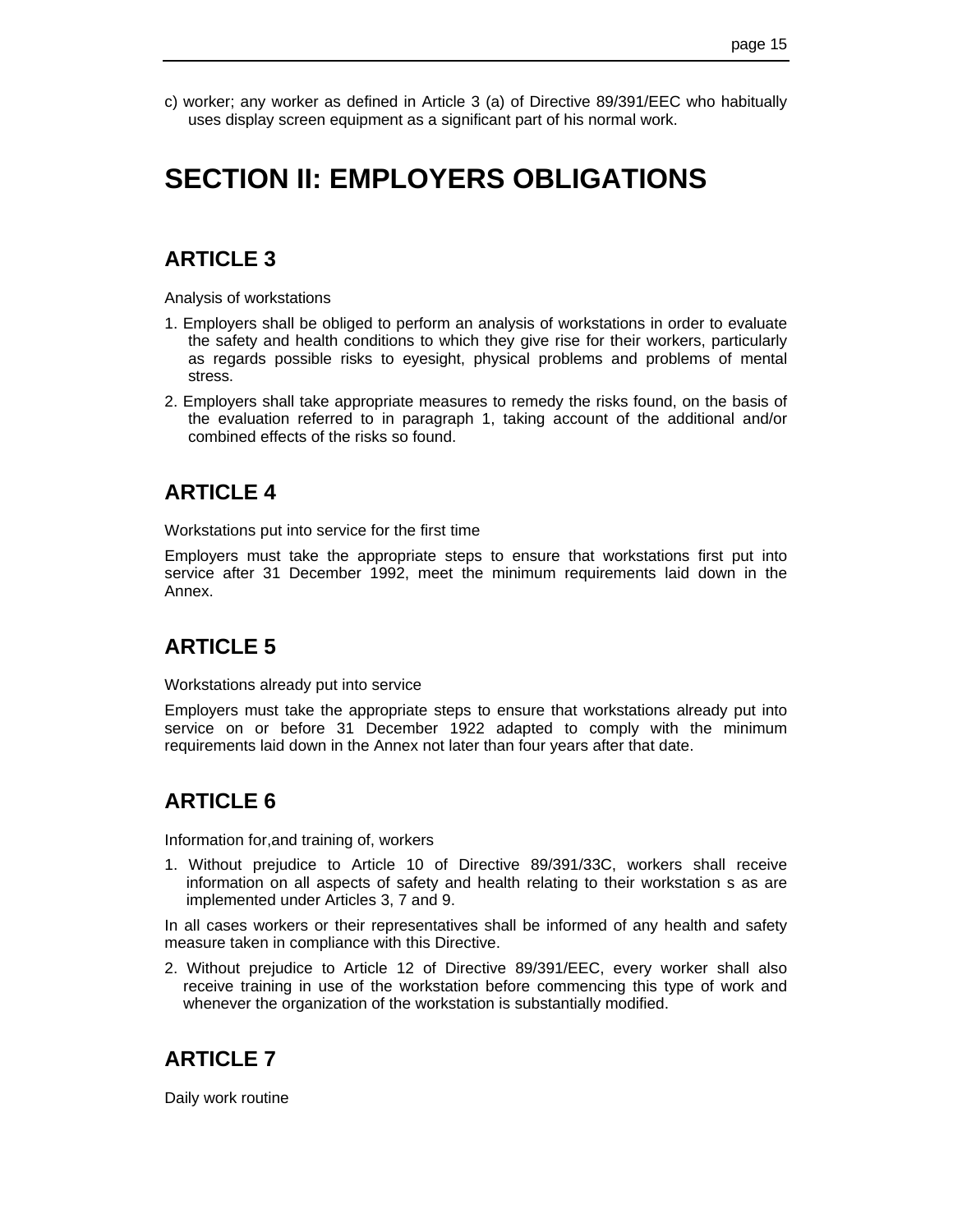c) worker; any worker as defined in Article 3 (a) of Directive 89/391/EEC who habitually uses display screen equipment as a significant part of his normal work.

# SECTION II: EMPLOYERS OBLIGATIONS

## ARTICLE 3

Analysis of workstations

1. Employers shall be obliged to perform an analysis of workstations in order to evaluate the safety and health conditions to which they give rise for their workers, particularly as regards possible risks to eyesight, physical problems and problems of mental stress.
2. Employers shall take appropriate measures to remedy the risks found, on the basis of the evaluation referred to in paragraph 1, taking account of the additional and/or combined effects of the risks so found.

## ARTICLE 4

Workstations put into service for the first time

Employers must take the appropriate steps to ensure that workstations first put into service after 31 December 1992, meet the minimum requirements laid down in the Annex.

## ARTICLE 5

Workstations already put into service

Employers must take the appropriate steps to ensure that workstations already put into service on or before 31 December 1922 adapted to comply with the minimum requirements laid down in the Annex not later than four years after that date.

## ARTICLE 6

Information for,and training of, workers

1. Without prejudice to Article 10 of Directive 89/391/33C, workers shall receive information on all aspects of safety and health relating to their workstation s as are implemented under Articles 3, 7 and 9.

In all cases workers or their representatives shall be informed of any health and safety measure taken in compliance with this Directive.

2. Without prejudice to Article 12 of Directive 89/391/EEC, every worker shall also receive training in use of the workstation before commencing this type of work and whenever the organization of the workstation is substantially modified.

## ARTICLE 7

Daily work routine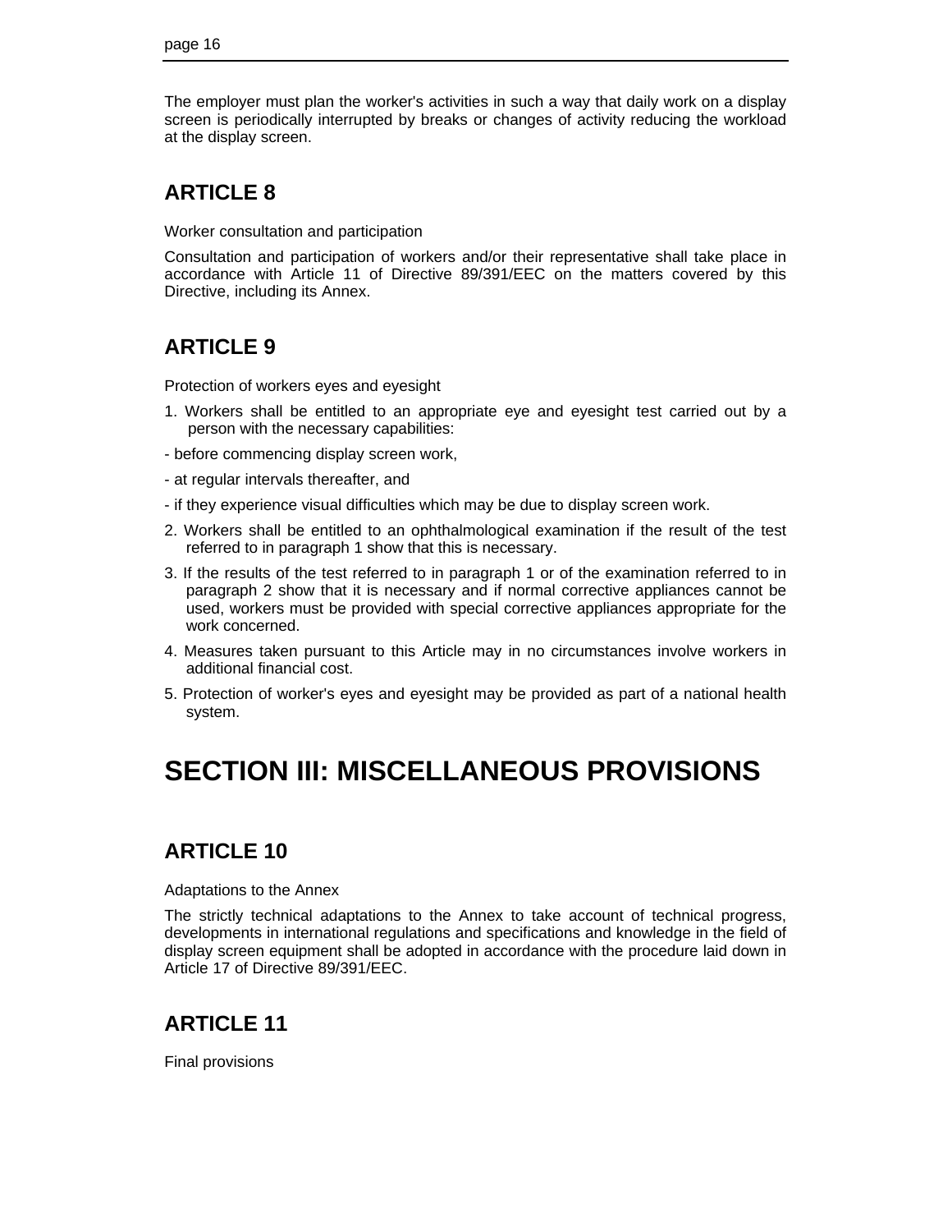The employer must plan the worker's activities in such a way that daily work on a display screen is periodically interrupted by breaks or changes of activity reducing the workload at the display screen.

## ARTICLE 8

Worker consultation and participation

Consultation and participation of workers and/or their representative shall take place in accordance with Article 11 of Directive 89/391/EEC on the matters covered by this Directive, including its Annex.

## ARTICLE 9

Protection of workers eyes and eyesight

1. Workers shall be entitled to an appropriate eye and eyesight test carried out by a person with the necessary capabilities:

- before commencing display screen work,
- at regular intervals thereafter, and
- if they experience visual difficulties which may be due to display screen work.

2. Workers shall be entitled to an ophthalmological examination if the result of the test referred to in paragraph 1 show that this is necessary.
3. If the results of the test referred to in paragraph 1 or of the examination referred to in paragraph 2 show that it is necessary and if normal corrective appliances cannot be used, workers must be provided with special corrective appliances appropriate for the work concerned.
4. Measures taken pursuant to this Article may in no circumstances involve workers in additional financial cost.
5. Protection of worker's eyes and eyesight may be provided as part of a national health system.

# SECTION III: MISCELLANEOUS PROVISIONS

## ARTICLE 10

Adaptations to the Annex

The strictly technical adaptations to the Annex to take account of technical progress, developments in international regulations and specifications and knowledge in the field of display screen equipment shall be adopted in accordance with the procedure laid down in Article 17 of Directive 89/391/EEC.

## ARTICLE 11

Final provisions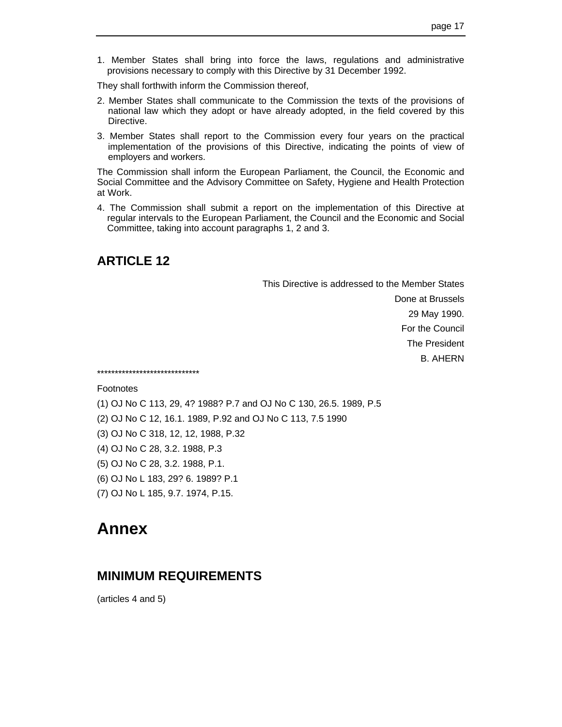1. Member States shall bring into force the laws, regulations and administrative provisions necessary to comply with this Directive by 31 December 1992.

They shall forthwith inform the Commission thereof,

2. Member States shall communicate to the Commission the texts of the provisions of national law which they adopt or have already adopted, in the field covered by this Directive.

3. Member States shall report to the Commission every four years on the practical implementation of the provisions of this Directive, indicating the points of view of employers and workers.

The Commission shall inform the European Parliament, the Council, the Economic and Social Committee and the Advisory Committee on Safety, Hygiene and Health Protection at Work.

4. The Commission shall submit a report on the implementation of this Directive at regular intervals to the European Parliament, the Council and the Economic and Social Committee, taking into account paragraphs 1, 2 and 3.

## ARTICLE 12

This Directive is addressed to the Member States

Done at Brussels

29 May 1990.

For the Council

The President

B. AHERN

*****************************

Footnotes

(1) OJ No C 113, 29, 4? 1988? P.7 and OJ No C 130, 26.5. 1989, P.5

(2) OJ No C 12, 16.1. 1989, P.92 and OJ No C 113, 7.5 1990

(3) OJ No C 318, 12, 12, 1988, P.32

(4) OJ No C 28, 3.2. 1988, P.3

(5) OJ No C 28, 3.2. 1988, P.1.

(6) OJ No L 183, 29? 6. 1989? P.1

(7) OJ No L 185, 9.7. 1974, P.15.

# Annex

## MINIMUM REQUIREMENTS

(articles 4 and 5)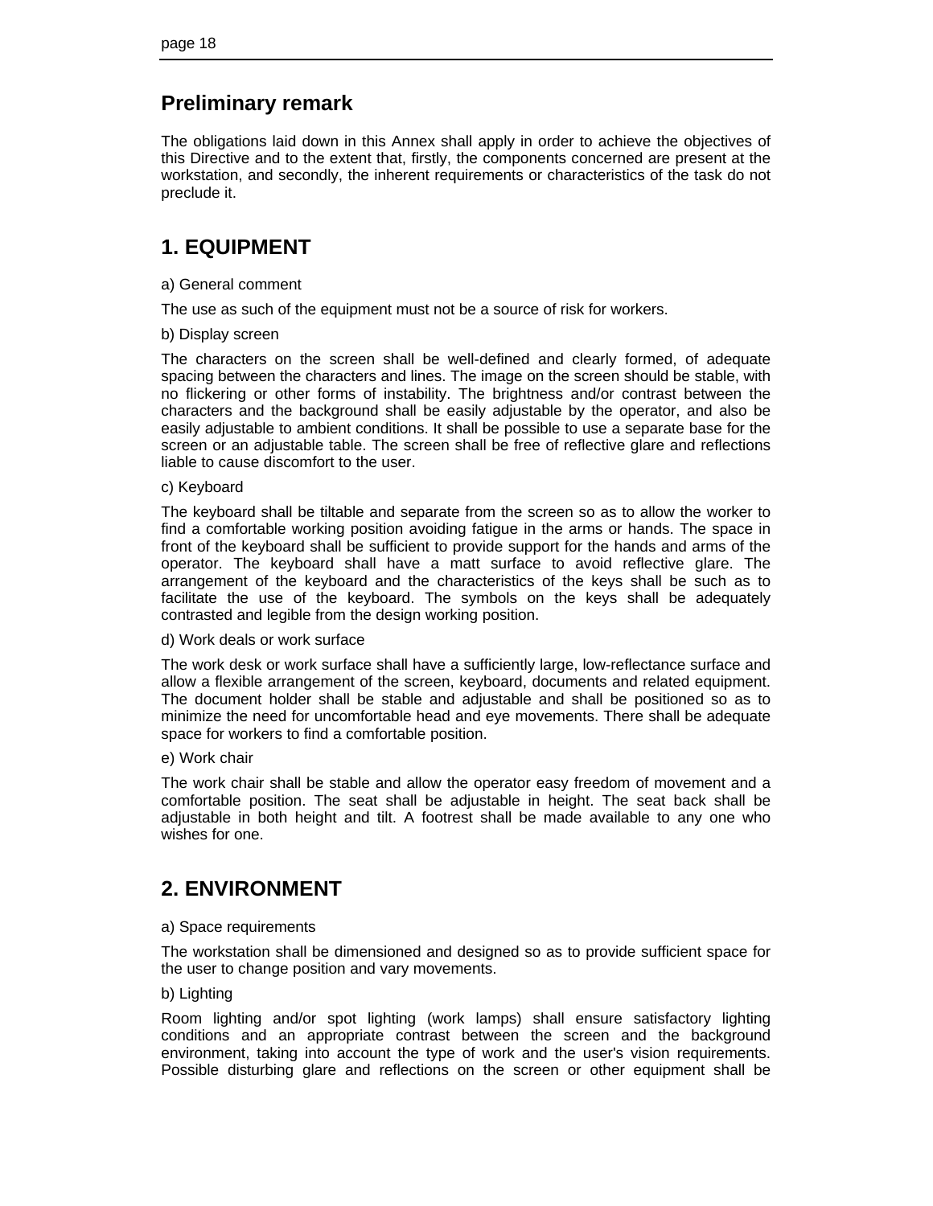## Preliminary remark

The obligations laid down in this Annex shall apply in order to achieve the objectives of this Directive and to the extent that, firstly, the components concerned are present at the workstation, and secondly, the inherent requirements or characteristics of the task do not preclude it.

## 1. EQUIPMENT

a) General comment

The use as such of the equipment must not be a source of risk for workers.

b) Display screen

The characters on the screen shall be well-defined and clearly formed, of adequate spacing between the characters and lines. The image on the screen should be stable, with no flickering or other forms of instability. The brightness and/or contrast between the characters and the background shall be easily adjustable by the operator, and also be easily adjustable to ambient conditions. It shall be possible to use a separate base for the screen or an adjustable table. The screen shall be free of reflective glare and reflections liable to cause discomfort to the user.

c) Keyboard

The keyboard shall be tiltable and separate from the screen so as to allow the worker to find a comfortable working position avoiding fatigue in the arms or hands. The space in front of the keyboard shall be sufficient to provide support for the hands and arms of the operator. The keyboard shall have a matt surface to avoid reflective glare. The arrangement of the keyboard and the characteristics of the keys shall be such as to facilitate the use of the keyboard. The symbols on the keys shall be adequately contrasted and legible from the design working position.

d) Work deals or work surface

The work desk or work surface shall have a sufficiently large, low-reflectance surface and allow a flexible arrangement of the screen, keyboard, documents and related equipment. The document holder shall be stable and adjustable and shall be positioned so as to minimize the need for uncomfortable head and eye movements. There shall be adequate space for workers to find a comfortable position.

e) Work chair

The work chair shall be stable and allow the operator easy freedom of movement and a comfortable position. The seat shall be adjustable in height. The seat back shall be adjustable in both height and tilt. A footrest shall be made available to any one who wishes for one.

## 2. ENVIRONMENT

a) Space requirements

The workstation shall be dimensioned and designed so as to provide sufficient space for the user to change position and vary movements.

b) Lighting

Room lighting and/or spot lighting (work lamps) shall ensure satisfactory lighting conditions and an appropriate contrast between the screen and the background environment, taking into account the type of work and the user's vision requirements. Possible disturbing glare and reflections on the screen or other equipment shall be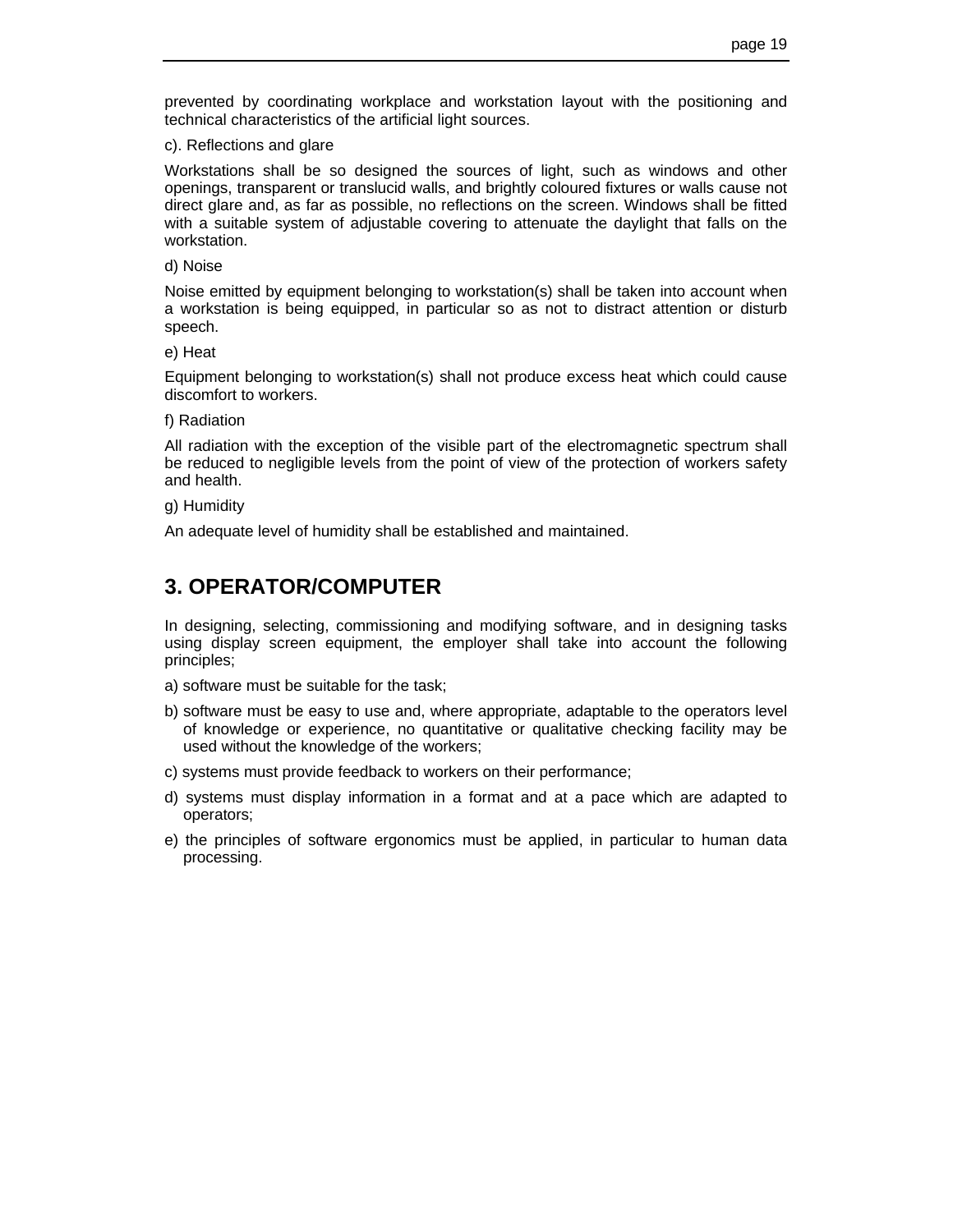prevented by coordinating workplace and workstation layout with the positioning and technical characteristics of the artificial light sources.

c). Reflections and glare

Workstations shall be so designed the sources of light, such as windows and other openings, transparent or translucid walls, and brightly coloured fixtures or walls cause not direct glare and, as far as possible, no reflections on the screen. Windows shall be fitted with a suitable system of adjustable covering to attenuate the daylight that falls on the workstation.

d) Noise

Noise emitted by equipment belonging to workstation(s) shall be taken into account when a workstation is being equipped, in particular so as not to distract attention or disturb speech.

e) Heat

Equipment belonging to workstation(s) shall not produce excess heat which could cause discomfort to workers.

f) Radiation

All radiation with the exception of the visible part of the electromagnetic spectrum shall be reduced to negligible levels from the point of view of the protection of workers safety and health.

g) Humidity

An adequate level of humidity shall be established and maintained.

## 3. OPERATOR/COMPUTER

In designing, selecting, commissioning and modifying software, and in designing tasks using display screen equipment, the employer shall take into account the following principles;

a) software must be suitable for the task;

b) software must be easy to use and, where appropriate, adaptable to the operators level of knowledge or experience, no quantitative or qualitative checking facility may be used without the knowledge of the workers;

c) systems must provide feedback to workers on their performance;

d) systems must display information in a format and at a pace which are adapted to operators;

e) the principles of software ergonomics must be applied, in particular to human data processing.